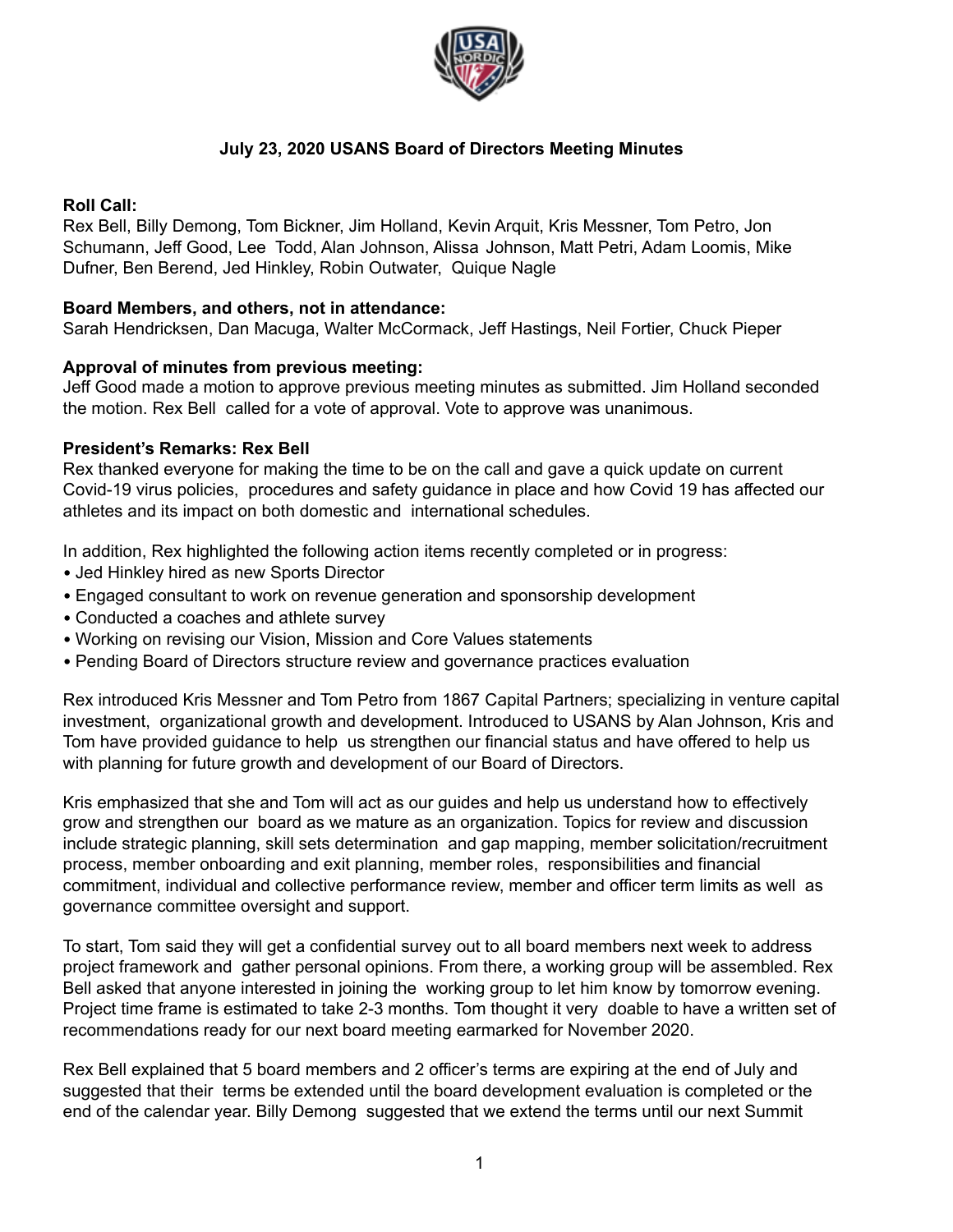### July 23, 2020 USANS Board of Directors Meeting Minutes

**Roll Call:**
Rex Bell, Billy Demong, Tom Bickner, Jim Holland, Kevin Arquit, Kris Messner, Tom Petro, Jon Schumann, Jeff Good, Lee Todd, Alan Johnson, Alissa Johnson, Matt Petri, Adam Loomis, Mike Dufner, Ben Berend, Jed Hinkley, Robin Outwater, Quique Nagle

**Board Members, and others, not in attendance:**
Sarah Hendricksen, Dan Macuga, Walter McCormack, Jeff Hastings, Neil Fortier, Chuck Pieper

**Approval of minutes from previous meeting:**
Jeff Good made a motion to approve previous meeting minutes as submitted. Jim Holland seconded the motion. Rex Bell called for a vote of approval. Vote to approve was unanimous.

**President's Remarks: Rex Bell**
Rex thanked everyone for making the time to be on the call and gave a quick update on current Covid-19 virus policies, procedures and safety guidance in place and how Covid 19 has affected our athletes and its impact on both domestic and international schedules.

In addition, Rex highlighted the following action items recently completed or in progress:

- Jed Hinkley hired as new Sports Director
- Engaged consultant to work on revenue generation and sponsorship development
- Conducted a coaches and athlete survey
- Working on revising our Vision, Mission and Core Values statements
- Pending Board of Directors structure review and governance practices evaluation

Rex introduced Kris Messner and Tom Petro from 1867 Capital Partners; specializing in venture capital investment, organizational growth and development. Introduced to USANS by Alan Johnson, Kris and Tom have provided guidance to help us strengthen our financial status and have offered to help us with planning for future growth and development of our Board of Directors.

Kris emphasized that she and Tom will act as our guides and help us understand how to effectively grow and strengthen our board as we mature as an organization. Topics for review and discussion include strategic planning, skill sets determination and gap mapping, member solicitation/recruitment process, member onboarding and exit planning, member roles, responsibilities and financial commitment, individual and collective performance review, member and officer term limits as well as governance committee oversight and support.

To start, Tom said they will get a confidential survey out to all board members next week to address project framework and gather personal opinions. From there, a working group will be assembled. Rex Bell asked that anyone interested in joining the working group to let him know by tomorrow evening. Project time frame is estimated to take 2-3 months. Tom thought it very doable to have a written set of recommendations ready for our next board meeting earmarked for November 2020.

Rex Bell explained that 5 board members and 2 officer's terms are expiring at the end of July and suggested that their terms be extended until the board development evaluation is completed or the end of the calendar year. Billy Demong suggested that we extend the terms until our next Summit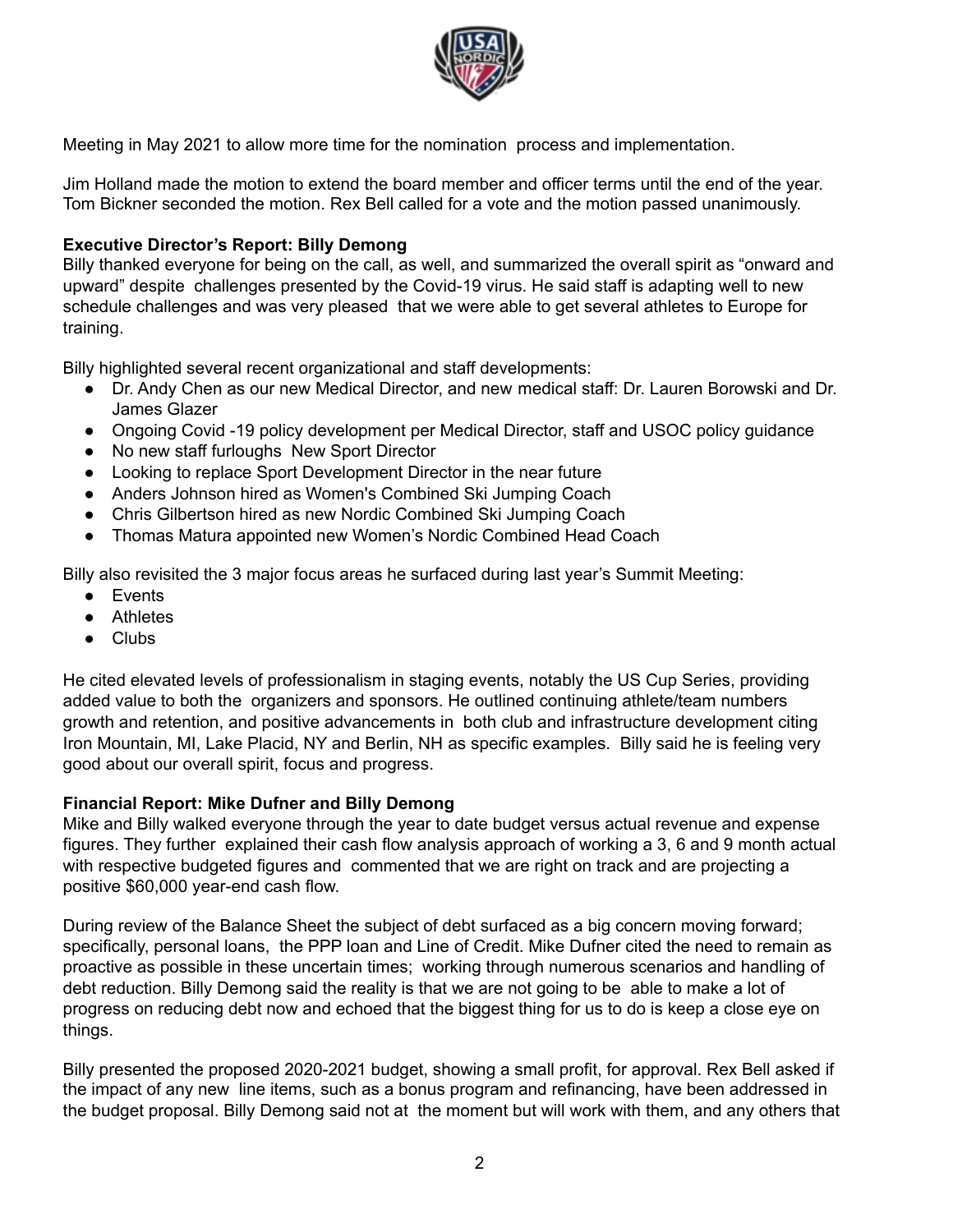Meeting in May 2021 to allow more time for the nomination process and implementation.

Jim Holland made the motion to extend the board member and officer terms until the end of the year. Tom Bickner seconded the motion. Rex Bell called for a vote and the motion passed unanimously.

**Executive Director's Report: Billy Demong**

Billy thanked everyone for being on the call, as well, and summarized the overall spirit as "onward and upward" despite challenges presented by the Covid-19 virus. He said staff is adapting well to new schedule challenges and was very pleased that we were able to get several athletes to Europe for training.

Billy highlighted several recent organizational and staff developments:

- Dr. Andy Chen as our new Medical Director, and new medical staff: Dr. Lauren Borowski and Dr. James Glazer
- Ongoing Covid -19 policy development per Medical Director, staff and USOC policy guidance
- No new staff furloughs New Sport Director
- Looking to replace Sport Development Director in the near future
- Anders Johnson hired as Women's Combined Ski Jumping Coach
- Chris Gilbertson hired as new Nordic Combined Ski Jumping Coach
- Thomas Matura appointed new Women's Nordic Combined Head Coach

Billy also revisited the 3 major focus areas he surfaced during last year's Summit Meeting:

- Events
- Athletes
- Clubs

He cited elevated levels of professionalism in staging events, notably the US Cup Series, providing added value to both the organizers and sponsors. He outlined continuing athlete/team numbers growth and retention, and positive advancements in both club and infrastructure development citing Iron Mountain, MI, Lake Placid, NY and Berlin, NH as specific examples. Billy said he is feeling very good about our overall spirit, focus and progress.

**Financial Report: Mike Dufner and Billy Demong**

Mike and Billy walked everyone through the year to date budget versus actual revenue and expense figures. They further explained their cash flow analysis approach of working a 3, 6 and 9 month actual with respective budgeted figures and commented that we are right on track and are projecting a positive $60,000 year-end cash flow.

During review of the Balance Sheet the subject of debt surfaced as a big concern moving forward; specifically, personal loans, the PPP loan and Line of Credit. Mike Dufner cited the need to remain as proactive as possible in these uncertain times; working through numerous scenarios and handling of debt reduction. Billy Demong said the reality is that we are not going to be able to make a lot of progress on reducing debt now and echoed that the biggest thing for us to do is keep a close eye on things.

Billy presented the proposed 2020-2021 budget, showing a small profit, for approval. Rex Bell asked if the impact of any new line items, such as a bonus program and refinancing, have been addressed in the budget proposal. Billy Demong said not at the moment but will work with them, and any others that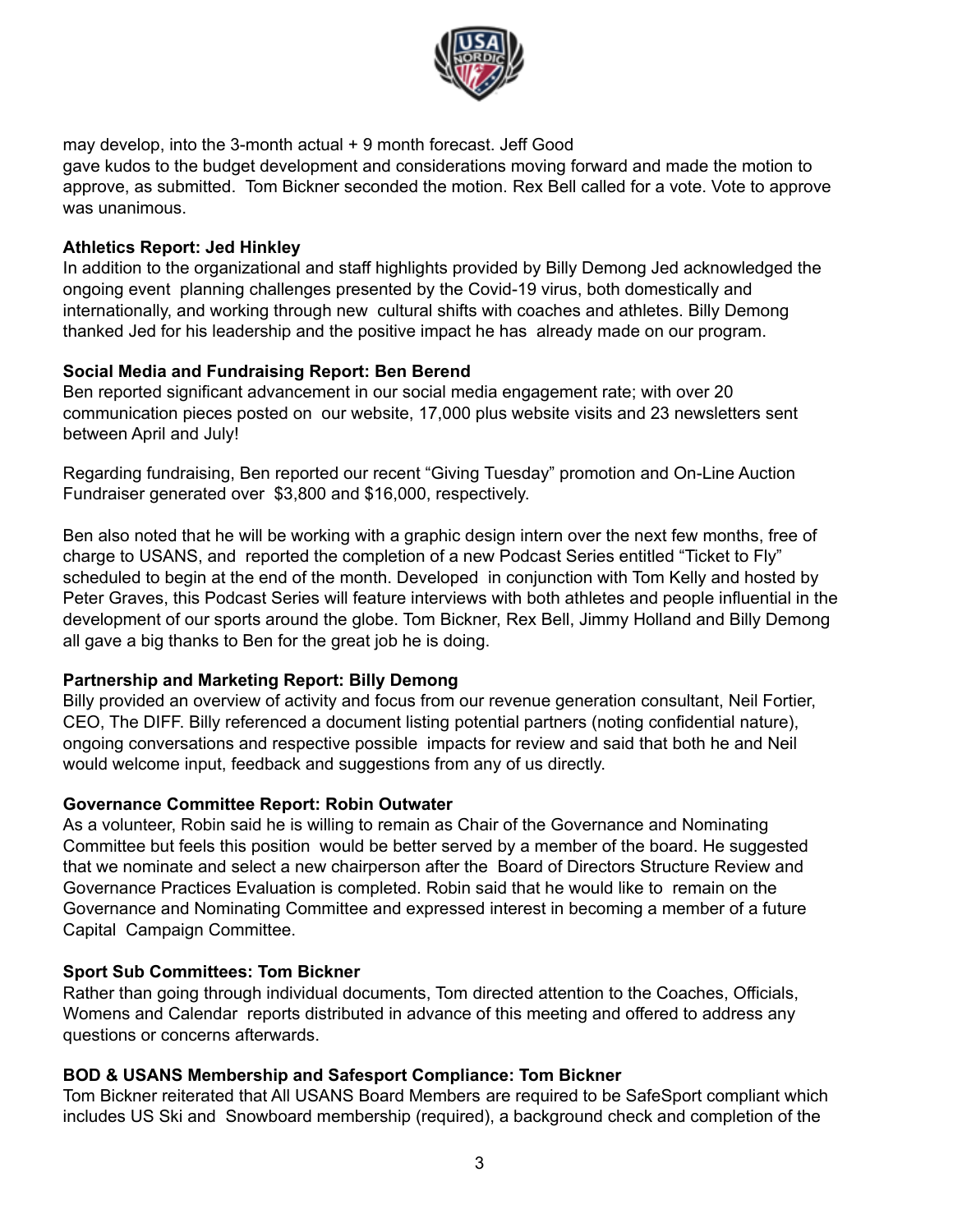may develop, into the 3-month actual + 9 month forecast. Jeff Good gave kudos to the budget development and considerations moving forward and made the motion to approve, as submitted. Tom Bickner seconded the motion. Rex Bell called for a vote. Vote to approve was unanimous.

**Athletics Report: Jed Hinkley**

In addition to the organizational and staff highlights provided by Billy Demong Jed acknowledged the ongoing event planning challenges presented by the Covid-19 virus, both domestically and internationally, and working through new cultural shifts with coaches and athletes. Billy Demong thanked Jed for his leadership and the positive impact he has already made on our program.

**Social Media and Fundraising Report: Ben Berend**

Ben reported significant advancement in our social media engagement rate; with over 20 communication pieces posted on our website, 17,000 plus website visits and 23 newsletters sent between April and July!

Regarding fundraising, Ben reported our recent "Giving Tuesday" promotion and On-Line Auction Fundraiser generated over $3,800 and $16,000, respectively.

Ben also noted that he will be working with a graphic design intern over the next few months, free of charge to USANS, and reported the completion of a new Podcast Series entitled "Ticket to Fly" scheduled to begin at the end of the month. Developed in conjunction with Tom Kelly and hosted by Peter Graves, this Podcast Series will feature interviews with both athletes and people influential in the development of our sports around the globe. Tom Bickner, Rex Bell, Jimmy Holland and Billy Demong all gave a big thanks to Ben for the great job he is doing.

**Partnership and Marketing Report: Billy Demong**

Billy provided an overview of activity and focus from our revenue generation consultant, Neil Fortier, CEO, The DIFF. Billy referenced a document listing potential partners (noting confidential nature), ongoing conversations and respective possible impacts for review and said that both he and Neil would welcome input, feedback and suggestions from any of us directly.

**Governance Committee Report: Robin Outwater**

As a volunteer, Robin said he is willing to remain as Chair of the Governance and Nominating Committee but feels this position would be better served by a member of the board. He suggested that we nominate and select a new chairperson after the Board of Directors Structure Review and Governance Practices Evaluation is completed. Robin said that he would like to remain on the Governance and Nominating Committee and expressed interest in becoming a member of a future Capital Campaign Committee.

**Sport Sub Committees: Tom Bickner**

Rather than going through individual documents, Tom directed attention to the Coaches, Officials, Womens and Calendar reports distributed in advance of this meeting and offered to address any questions or concerns afterwards.

**BOD & USANS Membership and Safesport Compliance: Tom Bickner**

Tom Bickner reiterated that All USANS Board Members are required to be SafeSport compliant which includes US Ski and Snowboard membership (required), a background check and completion of the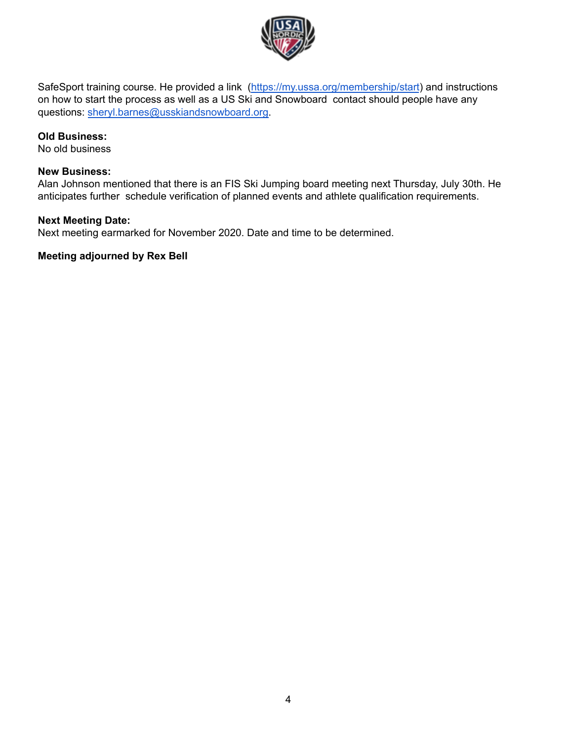SafeSport training course. He provided a link ([https://my.ussa.org/membership/start](https://my.ussa.org/membership/start)) and instructions on how to start the process as well as a US Ski and Snowboard contact should people have any questions: [sheryl.barnes@usskiandsnowboard.org](mailto:sheryl.barnes@usskiandsnowboard.org).

**Old Business:**
No old business

**New Business:**
Alan Johnson mentioned that there is an FIS Ski Jumping board meeting next Thursday, July 30th. He anticipates further schedule verification of planned events and athlete qualification requirements.

**Next Meeting Date:**
Next meeting earmarked for November 2020. Date and time to be determined.

**Meeting adjourned by Rex Bell**